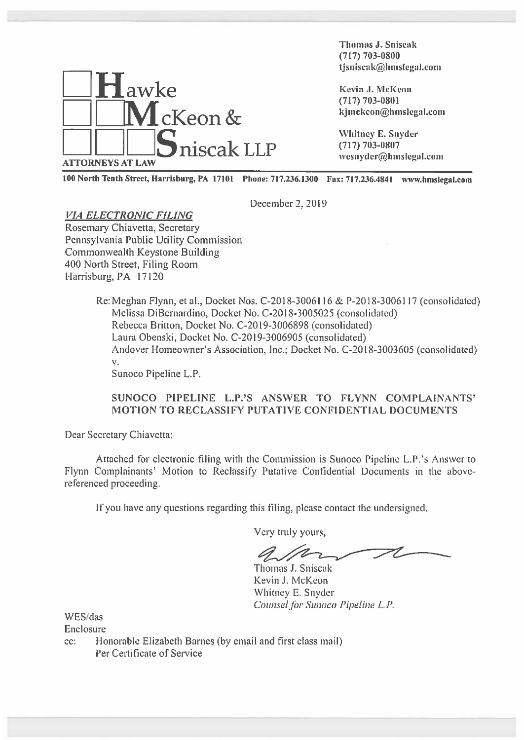**Hawke McKeon & Sniscak LLP**
ATTORNEYS AT LAW

Thomas J. Sniscak
(717) 703-0800
tjsniscak@hmslegal.com

Kevin J. McKeon
(717) 703-0801
kjmckeon@hmslegal.com

Whitney E. Snyder
(717) 703-0807
wesnyder@hmslegal.com

**100 North Tenth Street, Harrisburg, PA 17101 Phone: 717.236.1300 Fax: 717.236.4841 www.hmslegal.com**

December 2, 2019

*VIA ELECTRONIC FILING*
Rosemary Chiavetta, Secretary
Pennsylvania Public Utility Commission
Commonwealth Keystone Building
400 North Street, Filing Room
Harrisburg, PA 17120

Re: Meghan Flynn, et al., Docket Nos. C-2018-3006116 & P-2018-3006117 (consolidated)
Melissa DiBernardino, Docket No. C-2018-3005025 (consolidated)
Rebecca Britton, Docket No. C-2019-3006898 (consolidated)
Laura Obenski, Docket No. C-2019-3006905 (consolidated)
Andover Homeowner's Association, Inc.; Docket No. C-2018-3003605 (consolidated)
v.
Sunoco Pipeline L.P.

**SUNOCO PIPELINE L.P.'S ANSWER TO FLYNN COMPLAINANTS' MOTION TO RECLASSIFY PUTATIVE CONFIDENTIAL DOCUMENTS**

Dear Secretary Chiavetta:

Attached for electronic filing with the Commission is Sunoco Pipeline L.P.'s Answer to Flynn Complainants' Motion to Reclassify Putative Confidential Documents in the above-referenced proceeding.

If you have any questions regarding this filing, please contact the undersigned.

Very truly yours,

Thomas J. Sniscak
Kevin J. McKeon
Whitney E. Snyder
*Counsel for Sunoco Pipeline L.P.*

WES/das
Enclosure
cc: Honorable Elizabeth Barnes (by email and first class mail)
Per Certificate of Service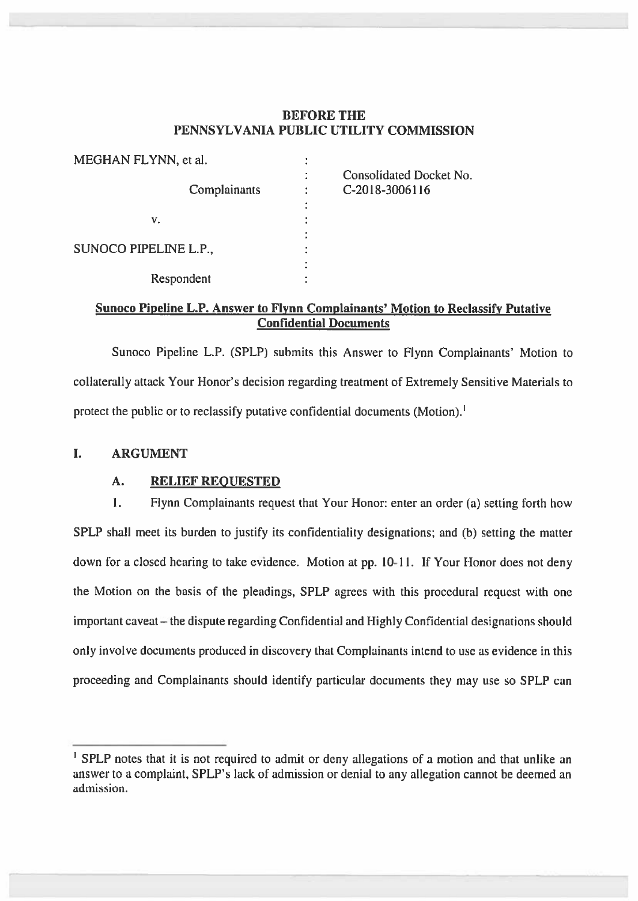**BEFORE THE**
**PENNSYLVANIA PUBLIC UTILITY COMMISSION**

| | | |
|---|---|---|
| MEGHAN FLYNN, et al. | : | |
| | : | Consolidated Docket No. |
| Complainants | : | C-2018-3006116 |
| | : | |
| v. | : | |
| | : | |
| SUNOCO PIPELINE L.P., | : | |
| | : | |
| Respondent | : | |

**Sunoco Pipeline L.P. Answer to Flynn Complainants' Motion to Reclassify Putative Confidential Documents**

Sunoco Pipeline L.P. (SPLP) submits this Answer to Flynn Complainants' Motion to collaterally attack Your Honor's decision regarding treatment of Extremely Sensitive Materials to protect the public or to reclassify putative confidential documents (Motion).[1]

## I. ARGUMENT

### A. RELIEF REQUESTED

1. Flynn Complainants request that Your Honor: enter an order (a) setting forth how SPLP shall meet its burden to justify its confidentiality designations; and (b) setting the matter down for a closed hearing to take evidence. Motion at pp. 10-11. If Your Honor does not deny the Motion on the basis of the pleadings, SPLP agrees with this procedural request with one important caveat – the dispute regarding Confidential and Highly Confidential designations should only involve documents produced in discovery that Complainants intend to use as evidence in this proceeding and Complainants should identify particular documents they may use so SPLP can

[1] SPLP notes that it is not required to admit or deny allegations of a motion and that unlike an answer to a complaint, SPLP's lack of admission or denial to any allegation cannot be deemed an admission.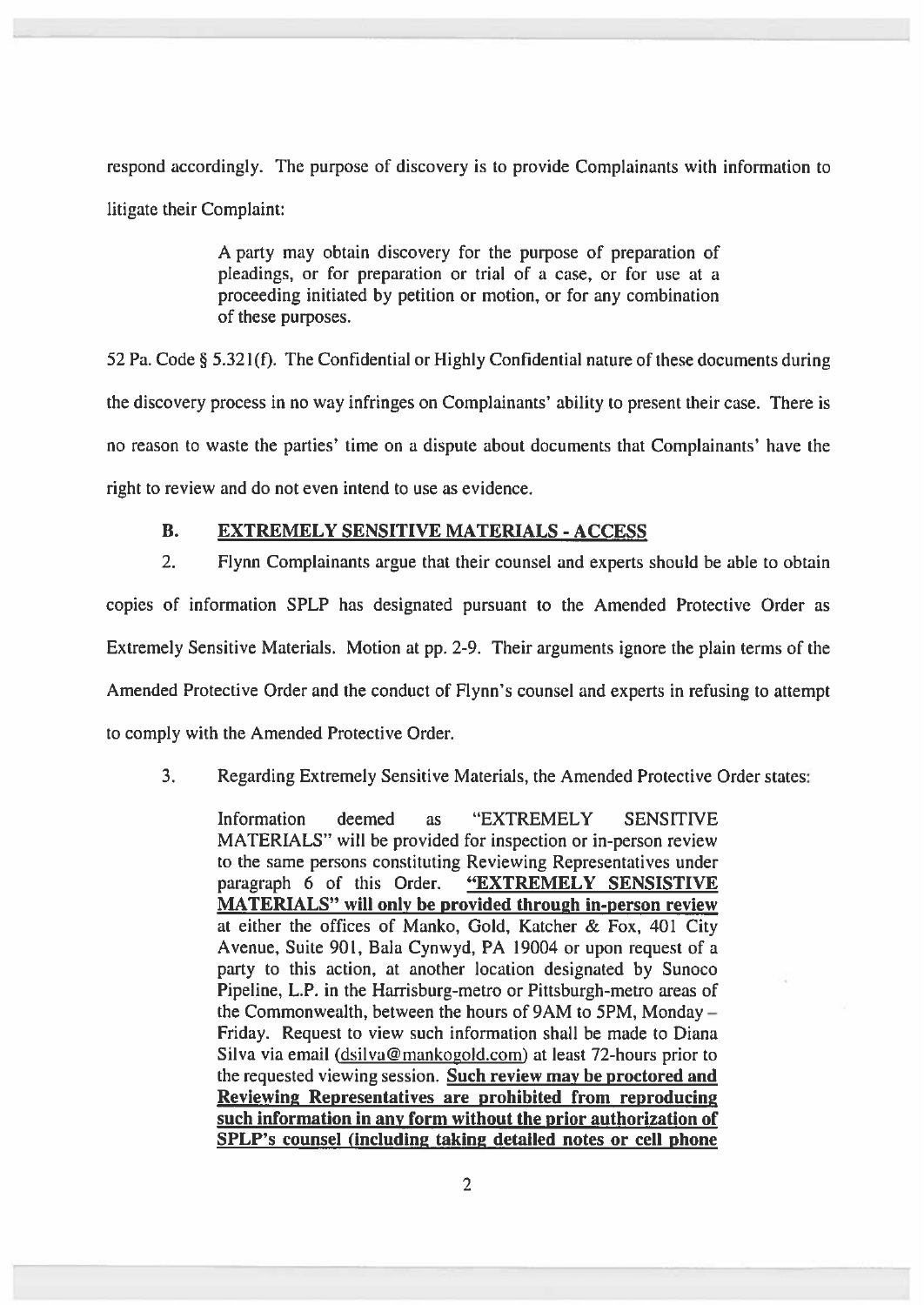respond accordingly. The purpose of discovery is to provide Complainants with information to litigate their Complaint:

> A party may obtain discovery for the purpose of preparation of pleadings, or for preparation or trial of a case, or for use at a proceeding initiated by petition or motion, or for any combination of these purposes.

52 Pa. Code § 5.321(f). The Confidential or Highly Confidential nature of these documents during the discovery process in no way infringes on Complainants' ability to present their case. There is no reason to waste the parties' time on a dispute about documents that Complainants' have the right to review and do not even intend to use as evidence.

### B. EXTREMELY SENSITIVE MATERIALS - ACCESS

2. Flynn Complainants argue that their counsel and experts should be able to obtain copies of information SPLP has designated pursuant to the Amended Protective Order as Extremely Sensitive Materials. Motion at pp. 2-9. Their arguments ignore the plain terms of the Amended Protective Order and the conduct of Flynn's counsel and experts in refusing to attempt to comply with the Amended Protective Order.

3. Regarding Extremely Sensitive Materials, the Amended Protective Order states:

> Information deemed as "EXTREMELY SENSITIVE MATERIALS" will be provided for inspection or in-person review to the same persons constituting Reviewing Representatives under paragraph 6 of this Order. **"EXTREMELY SENSISTIVE MATERIALS" will only be provided through in-person review** at either the offices of Manko, Gold, Katcher & Fox, 401 City Avenue, Suite 901, Bala Cynwyd, PA 19004 or upon request of a party to this action, at another location designated by Sunoco Pipeline, L.P. in the Harrisburg-metro or Pittsburgh-metro areas of the Commonwealth, between the hours of 9AM to 5PM, Monday – Friday. Request to view such information shall be made to Diana Silva via email (dsilva@mankogold.com) at least 72-hours prior to the requested viewing session. **Such review may be proctored and Reviewing Representatives are prohibited from reproducing such information in any form without the prior authorization of SPLP's counsel (including taking detailed notes or cell phone**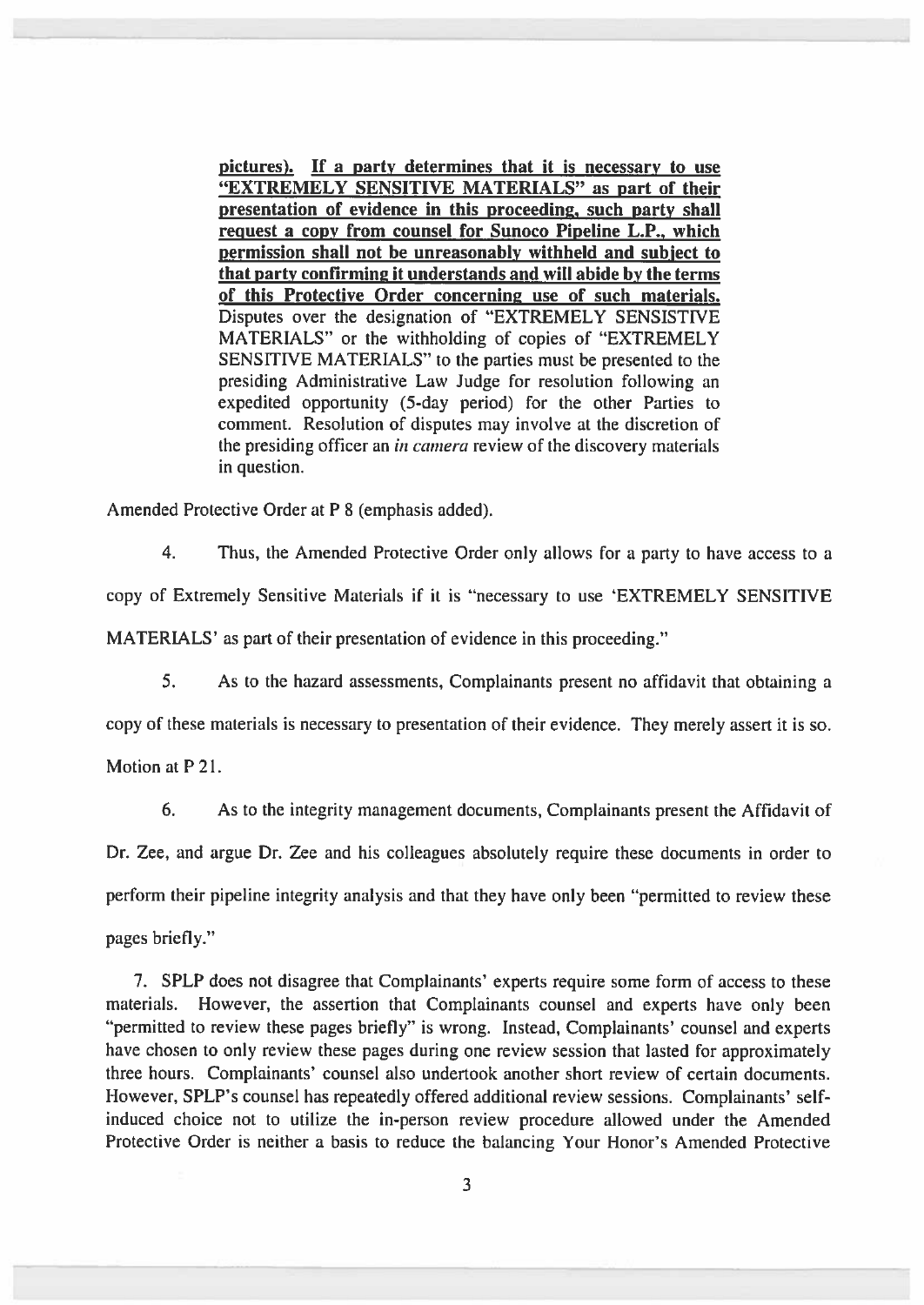> pictures). **<u>If a party determines that it is necessary to use "EXTREMELY SENSITIVE MATERIALS" as part of their presentation of evidence in this proceeding, such party shall request a copy from counsel for Sunoco Pipeline L.P., which permission shall not be unreasonably withheld and subject to that party confirming it understands and will abide by the terms of this Protective Order concerning use of such materials.</u>** Disputes over the designation of "EXTREMELY SENSISTIVE MATERIALS" or the withholding of copies of "EXTREMELY SENSITIVE MATERIALS" to the parties must be presented to the presiding Administrative Law Judge for resolution following an expedited opportunity (5-day period) for the other Parties to comment. Resolution of disputes may involve at the discretion of the presiding officer an *in camera* review of the discovery materials in question.

Amended Protective Order at P 8 (emphasis added).

4. Thus, the Amended Protective Order only allows for a party to have access to a copy of Extremely Sensitive Materials if it is "necessary to use 'EXTREMELY SENSITIVE MATERIALS' as part of their presentation of evidence in this proceeding."

5. As to the hazard assessments, Complainants present no affidavit that obtaining a copy of these materials is necessary to presentation of their evidence. They merely assert it is so. Motion at P 21.

6. As to the integrity management documents, Complainants present the Affidavit of Dr. Zee, and argue Dr. Zee and his colleagues absolutely require these documents in order to perform their pipeline integrity analysis and that they have only been "permitted to review these pages briefly."

7. SPLP does not disagree that Complainants' experts require some form of access to these materials. However, the assertion that Complainants counsel and experts have only been "permitted to review these pages briefly" is wrong. Instead, Complainants' counsel and experts have chosen to only review these pages during one review session that lasted for approximately three hours. Complainants' counsel also undertook another short review of certain documents. However, SPLP's counsel has repeatedly offered additional review sessions. Complainants' self-induced choice not to utilize the in-person review procedure allowed under the Amended Protective Order is neither a basis to reduce the balancing Your Honor's Amended Protective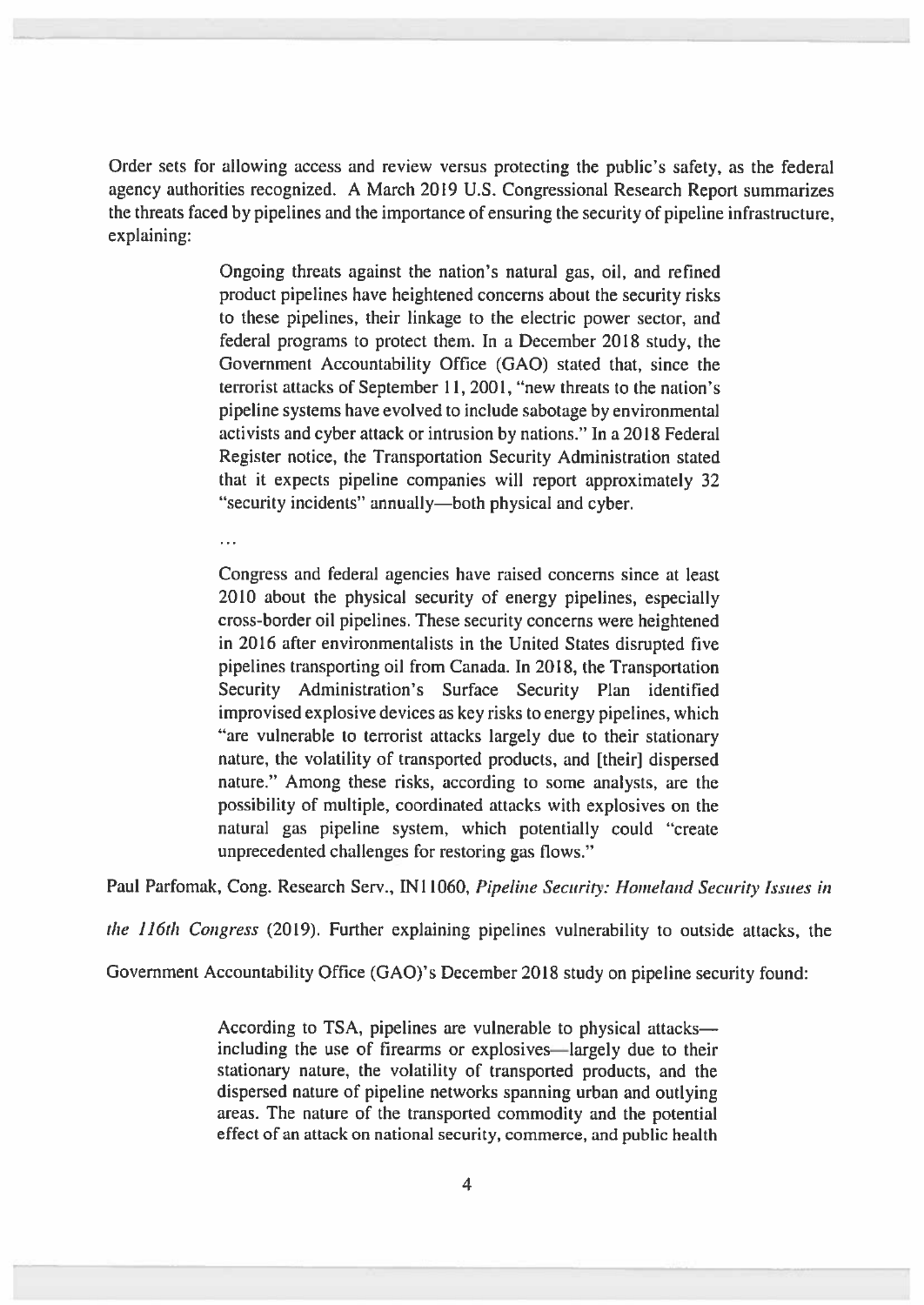Order sets for allowing access and review versus protecting the public's safety, as the federal agency authorities recognized. A March 2019 U.S. Congressional Research Report summarizes the threats faced by pipelines and the importance of ensuring the security of pipeline infrastructure, explaining:

> Ongoing threats against the nation's natural gas, oil, and refined product pipelines have heightened concerns about the security risks to these pipelines, their linkage to the electric power sector, and federal programs to protect them. In a December 2018 study, the Government Accountability Office (GAO) stated that, since the terrorist attacks of September 11, 2001, "new threats to the nation's pipeline systems have evolved to include sabotage by environmental activists and cyber attack or intrusion by nations." In a 2018 Federal Register notice, the Transportation Security Administration stated that it expects pipeline companies will report approximately 32 "security incidents" annually—both physical and cyber.
>
> ...
>
> Congress and federal agencies have raised concerns since at least 2010 about the physical security of energy pipelines, especially cross-border oil pipelines. These security concerns were heightened in 2016 after environmentalists in the United States disrupted five pipelines transporting oil from Canada. In 2018, the Transportation Security Administration's Surface Security Plan identified improvised explosive devices as key risks to energy pipelines, which "are vulnerable to terrorist attacks largely due to their stationary nature, the volatility of transported products, and [their] dispersed nature." Among these risks, according to some analysts, are the possibility of multiple, coordinated attacks with explosives on the natural gas pipeline system, which potentially could "create unprecedented challenges for restoring gas flows."

Paul Parfomak, Cong. Research Serv., IN11060, *Pipeline Security: Homeland Security Issues in the 116th Congress* (2019). Further explaining pipelines vulnerability to outside attacks, the Government Accountability Office (GAO)'s December 2018 study on pipeline security found:

> According to TSA, pipelines are vulnerable to physical attacks—including the use of firearms or explosives—largely due to their stationary nature, the volatility of transported products, and the dispersed nature of pipeline networks spanning urban and outlying areas. The nature of the transported commodity and the potential effect of an attack on national security, commerce, and public health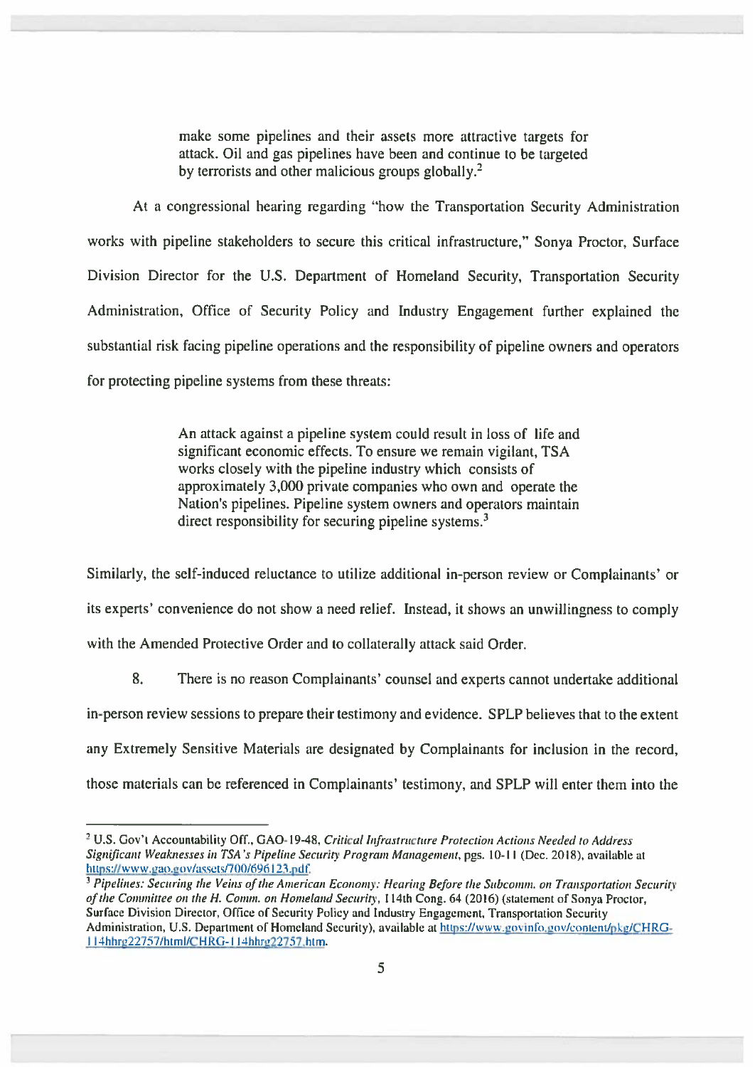> make some pipelines and their assets more attractive targets for attack. Oil and gas pipelines have been and continue to be targeted by terrorists and other malicious groups globally.[2]

At a congressional hearing regarding "how the Transportation Security Administration works with pipeline stakeholders to secure this critical infrastructure," Sonya Proctor, Surface Division Director for the U.S. Department of Homeland Security, Transportation Security Administration, Office of Security Policy and Industry Engagement further explained the substantial risk facing pipeline operations and the responsibility of pipeline owners and operators for protecting pipeline systems from these threats:

> An attack against a pipeline system could result in loss of life and significant economic effects. To ensure we remain vigilant, TSA works closely with the pipeline industry which consists of approximately 3,000 private companies who own and operate the Nation's pipelines. Pipeline system owners and operators maintain direct responsibility for securing pipeline systems.[3]

Similarly, the self-induced reluctance to utilize additional in-person review or Complainants' or its experts' convenience do not show a need relief. Instead, it shows an unwillingness to comply with the Amended Protective Order and to collaterally attack said Order.

8. There is no reason Complainants' counsel and experts cannot undertake additional in-person review sessions to prepare their testimony and evidence. SPLP believes that to the extent any Extremely Sensitive Materials are designated by Complainants for inclusion in the record, those materials can be referenced in Complainants' testimony, and SPLP will enter them into the

---

[2] U.S. Gov't Accountability Off., GAO-19-48, *Critical Infrastructure Protection Actions Needed to Address Significant Weaknesses in TSA's Pipeline Security Program Management*, pgs. 10-11 (Dec. 2018), available at https://www.gao.gov/assets/700/696123.pdf.

[3] *Pipelines: Securing the Veins of the American Economy: Hearing Before the Subcomm. on Transportation Security of the Committee on the H. Comm. on Homeland Security*, 114th Cong. 64 (2016) (statement of Sonya Proctor, Surface Division Director, Office of Security Policy and Industry Engagement, Transportation Security Administration, U.S. Department of Homeland Security), available at https://www.govinfo.gov/content/pkg/CHRG-114hhrg22757/html/CHRG-114hhrg22757.htm.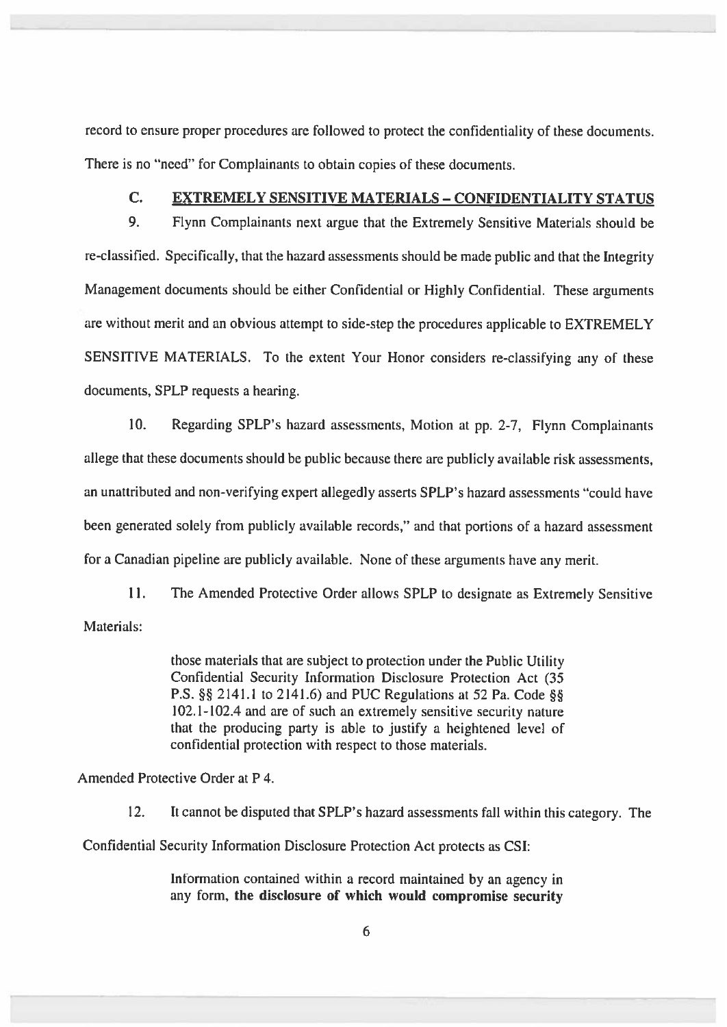record to ensure proper procedures are followed to protect the confidentiality of these documents. There is no "need" for Complainants to obtain copies of these documents.

### C. EXTREMELY SENSITIVE MATERIALS – CONFIDENTIALITY STATUS

9. Flynn Complainants next argue that the Extremely Sensitive Materials should be re-classified. Specifically, that the hazard assessments should be made public and that the Integrity Management documents should be either Confidential or Highly Confidential. These arguments are without merit and an obvious attempt to side-step the procedures applicable to EXTREMELY SENSITIVE MATERIALS. To the extent Your Honor considers re-classifying any of these documents, SPLP requests a hearing.

10. Regarding SPLP's hazard assessments, Motion at pp. 2-7, Flynn Complainants allege that these documents should be public because there are publicly available risk assessments, an unattributed and non-verifying expert allegedly asserts SPLP's hazard assessments "could have been generated solely from publicly available records," and that portions of a hazard assessment for a Canadian pipeline are publicly available. None of these arguments have any merit.

11. The Amended Protective Order allows SPLP to designate as Extremely Sensitive Materials:

> those materials that are subject to protection under the Public Utility Confidential Security Information Disclosure Protection Act (35 P.S. §§ 2141.1 to 2141.6) and PUC Regulations at 52 Pa. Code §§ 102.1-102.4 and are of such an extremely sensitive security nature that the producing party is able to justify a heightened level of confidential protection with respect to those materials.

Amended Protective Order at P 4.

12. It cannot be disputed that SPLP's hazard assessments fall within this category. The Confidential Security Information Disclosure Protection Act protects as CSI:

> Information contained within a record maintained by an agency in any form, **the disclosure of which would compromise security**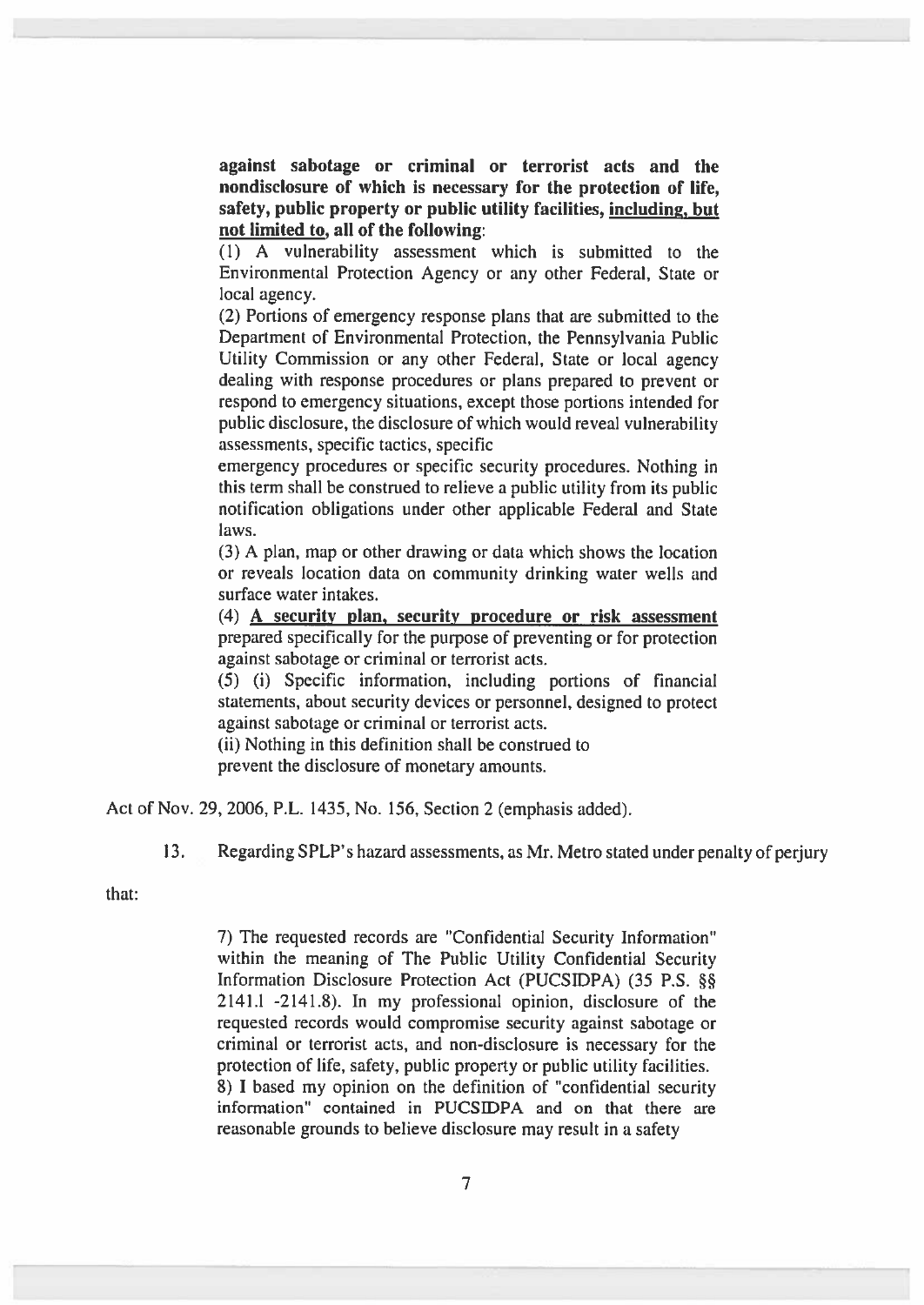> **against sabotage or criminal or terrorist acts and the nondisclosure of which is necessary for the protection of life, safety, public property or public utility facilities, <u>including, but not limited to</u>, all of the following**:
>
> (1) A vulnerability assessment which is submitted to the Environmental Protection Agency or any other Federal, State or local agency.
>
> (2) Portions of emergency response plans that are submitted to the Department of Environmental Protection, the Pennsylvania Public Utility Commission or any other Federal, State or local agency dealing with response procedures or plans prepared to prevent or respond to emergency situations, except those portions intended for public disclosure, the disclosure of which would reveal vulnerability assessments, specific tactics, specific emergency procedures or specific security procedures. Nothing in this term shall be construed to relieve a public utility from its public notification obligations under other applicable Federal and State laws.
>
> (3) A plan, map or other drawing or data which shows the location or reveals location data on community drinking water wells and surface water intakes.
>
> (4) **<u>A security plan, security procedure or risk assessment</u>** prepared specifically for the purpose of preventing or for protection against sabotage or criminal or terrorist acts.
>
> (5) (i) Specific information, including portions of financial statements, about security devices or personnel, designed to protect against sabotage or criminal or terrorist acts.
>
> (ii) Nothing in this definition shall be construed to prevent the disclosure of monetary amounts.

Act of Nov. 29, 2006, P.L. 1435, No. 156, Section 2 (emphasis added).

13. Regarding SPLP's hazard assessments, as Mr. Metro stated under penalty of perjury that:

> 7) The requested records are "Confidential Security Information" within the meaning of The Public Utility Confidential Security Information Disclosure Protection Act (PUCSIDPA) (35 P.S. §§ 2141.1 -2141.8). In my professional opinion, disclosure of the requested records would compromise security against sabotage or criminal or terrorist acts, and non-disclosure is necessary for the protection of life, safety, public property or public utility facilities.
>
> 8) I based my opinion on the definition of "confidential security information" contained in PUCSIDPA and on that there are reasonable grounds to believe disclosure may result in a safety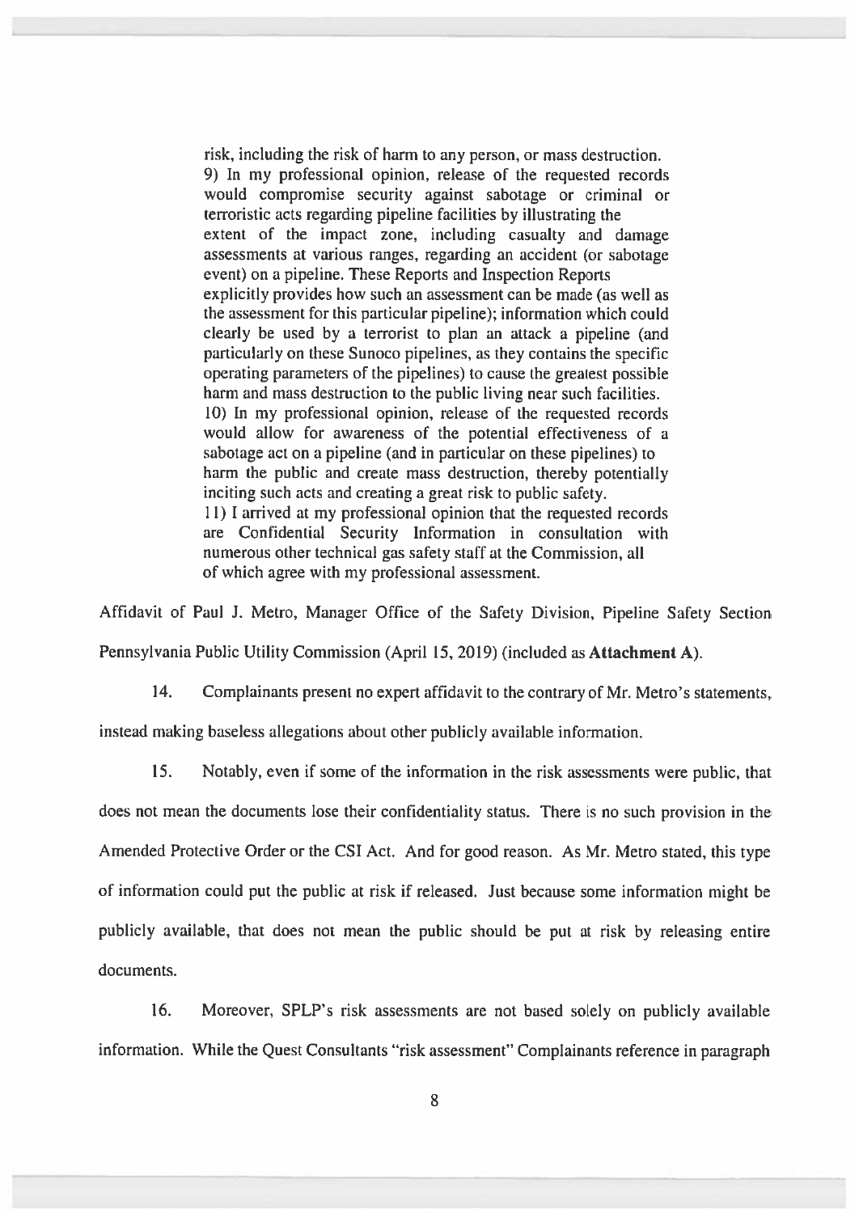> risk, including the risk of harm to any person, or mass destruction.
> 9) In my professional opinion, release of the requested records would compromise security against sabotage or criminal or terroristic acts regarding pipeline facilities by illustrating the extent of the impact zone, including casualty and damage assessments at various ranges, regarding an accident (or sabotage event) on a pipeline. These Reports and Inspection Reports explicitly provides how such an assessment can be made (as well as the assessment for this particular pipeline); information which could clearly be used by a terrorist to plan an attack a pipeline (and particularly on these Sunoco pipelines, as they contains the specific operating parameters of the pipelines) to cause the greatest possible harm and mass destruction to the public living near such facilities.
> 10) In my professional opinion, release of the requested records would allow for awareness of the potential effectiveness of a sabotage act on a pipeline (and in particular on these pipelines) to harm the public and create mass destruction, thereby potentially inciting such acts and creating a great risk to public safety.
> 11) I arrived at my professional opinion that the requested records are Confidential Security Information in consultation with numerous other technical gas safety staff at the Commission, all of which agree with my professional assessment.

Affidavit of Paul J. Metro, Manager Office of the Safety Division, Pipeline Safety Section Pennsylvania Public Utility Commission (April 15, 2019) (included as **Attachment A**).

14. Complainants present no expert affidavit to the contrary of Mr. Metro's statements, instead making baseless allegations about other publicly available information.

15. Notably, even if some of the information in the risk assessments were public, that does not mean the documents lose their confidentiality status. There is no such provision in the Amended Protective Order or the CSI Act. And for good reason. As Mr. Metro stated, this type of information could put the public at risk if released. Just because some information might be publicly available, that does not mean the public should be put at risk by releasing entire documents.

16. Moreover, SPLP's risk assessments are not based solely on publicly available information. While the Quest Consultants "risk assessment" Complainants reference in paragraph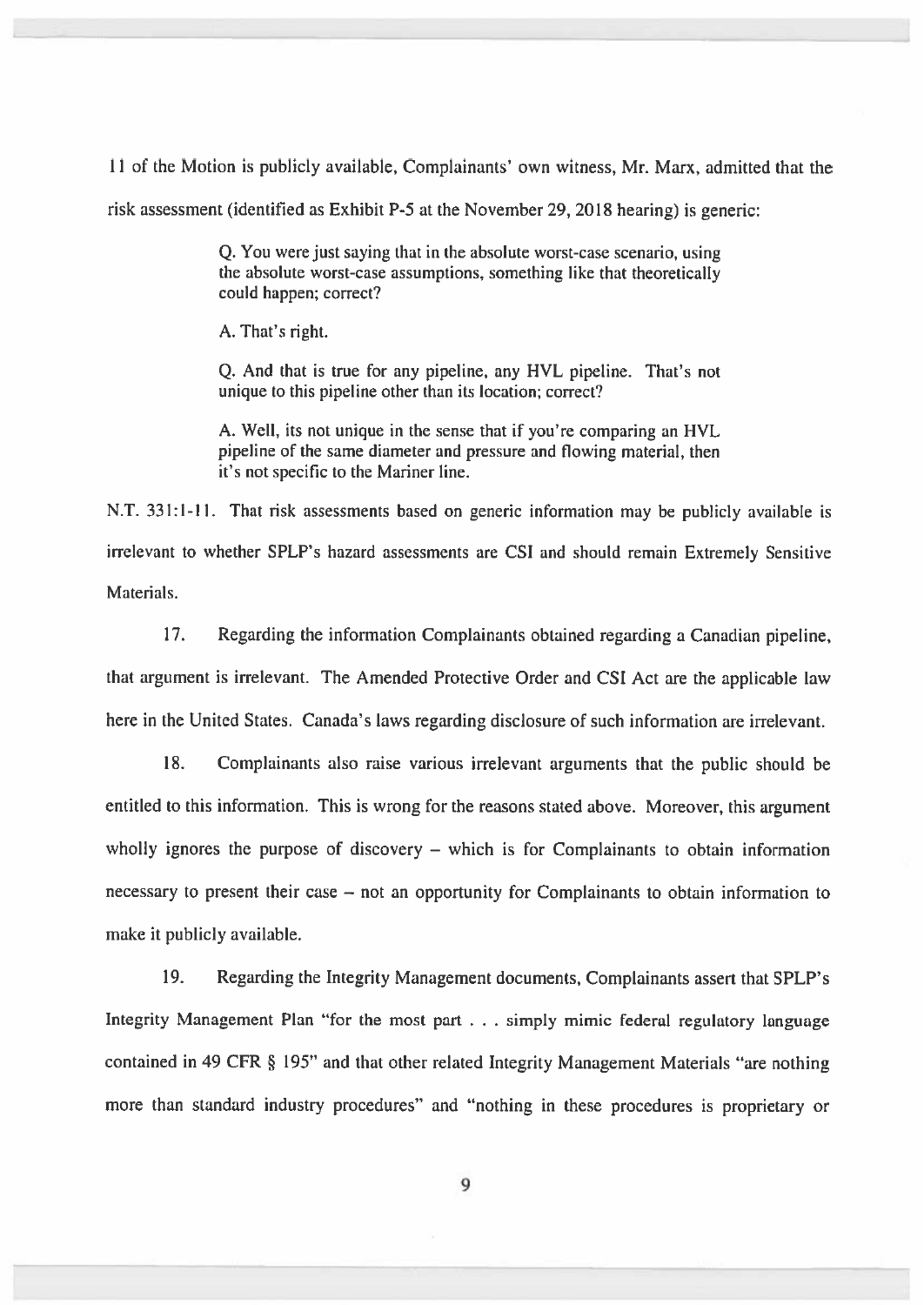11 of the Motion is publicly available, Complainants' own witness, Mr. Marx, admitted that the risk assessment (identified as Exhibit P-5 at the November 29, 2018 hearing) is generic:

> Q. You were just saying that in the absolute worst-case scenario, using the absolute worst-case assumptions, something like that theoretically could happen; correct?
>
> A. That's right.
>
> Q. And that is true for any pipeline, any HVL pipeline. That's not unique to this pipeline other than its location; correct?
>
> A. Well, its not unique in the sense that if you're comparing an HVL pipeline of the same diameter and pressure and flowing material, then it's not specific to the Mariner line.

N.T. 331:1-11. That risk assessments based on generic information may be publicly available is irrelevant to whether SPLP's hazard assessments are CSI and should remain Extremely Sensitive Materials.

17. Regarding the information Complainants obtained regarding a Canadian pipeline, that argument is irrelevant. The Amended Protective Order and CSI Act are the applicable law here in the United States. Canada's laws regarding disclosure of such information are irrelevant.

18. Complainants also raise various irrelevant arguments that the public should be entitled to this information. This is wrong for the reasons stated above. Moreover, this argument wholly ignores the purpose of discovery – which is for Complainants to obtain information necessary to present their case – not an opportunity for Complainants to obtain information to make it publicly available.

19. Regarding the Integrity Management documents, Complainants assert that SPLP's Integrity Management Plan "for the most part . . . simply mimic federal regulatory language contained in 49 CFR § 195" and that other related Integrity Management Materials "are nothing more than standard industry procedures" and "nothing in these procedures is proprietary or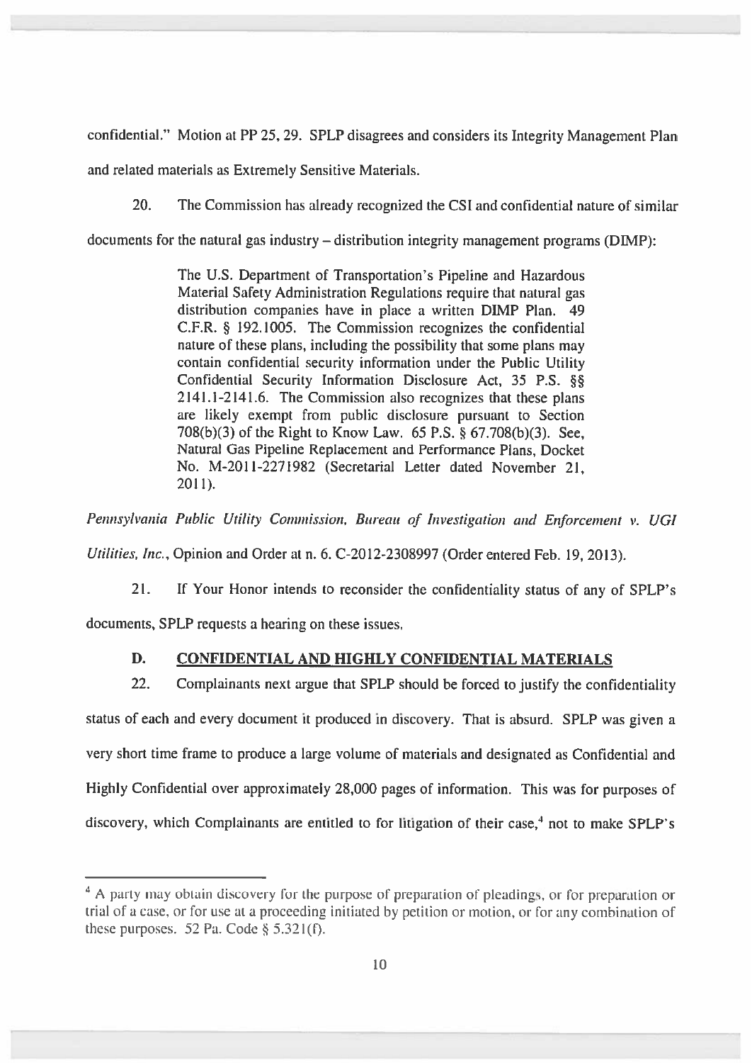confidential." Motion at PP 25, 29. SPLP disagrees and considers its Integrity Management Plan and related materials as Extremely Sensitive Materials.

20. The Commission has already recognized the CSI and confidential nature of similar documents for the natural gas industry – distribution integrity management programs (DIMP):

> The U.S. Department of Transportation's Pipeline and Hazardous Material Safety Administration Regulations require that natural gas distribution companies have in place a written DIMP Plan. 49 C.F.R. § 192.1005. The Commission recognizes the confidential nature of these plans, including the possibility that some plans may contain confidential security information under the Public Utility Confidential Security Information Disclosure Act, 35 P.S. §§ 2141.1-2141.6. The Commission also recognizes that these plans are likely exempt from public disclosure pursuant to Section 708(b)(3) of the Right to Know Law. 65 P.S. § 67.708(b)(3). See, Natural Gas Pipeline Replacement and Performance Plans, Docket No. M-2011-2271982 (Secretarial Letter dated November 21, 2011).

*Pennsylvania Public Utility Commission, Bureau of Investigation and Enforcement v. UGI Utilities, Inc.*, Opinion and Order at n. 6. C-2012-2308997 (Order entered Feb. 19, 2013).

21. If Your Honor intends to reconsider the confidentiality status of any of SPLP's documents, SPLP requests a hearing on these issues.

### D. <u>CONFIDENTIAL AND HIGHLY CONFIDENTIAL MATERIALS</u>

22. Complainants next argue that SPLP should be forced to justify the confidentiality status of each and every document it produced in discovery. That is absurd. SPLP was given a very short time frame to produce a large volume of materials and designated as Confidential and Highly Confidential over approximately 28,000 pages of information. This was for purposes of discovery, which Complainants are entitled to for litigation of their case,[4] not to make SPLP's

---

[4] A party may obtain discovery for the purpose of preparation of pleadings, or for preparation or trial of a case, or for use at a proceeding initiated by petition or motion, or for any combination of these purposes. 52 Pa. Code § 5.321(f).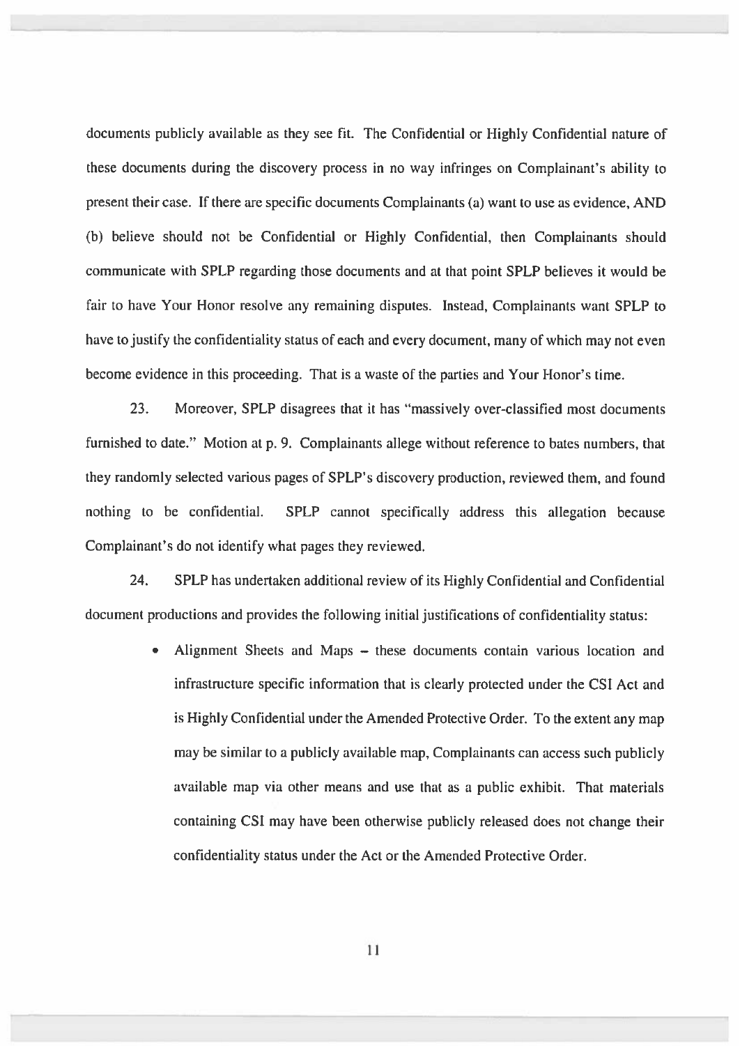documents publicly available as they see fit. The Confidential or Highly Confidential nature of these documents during the discovery process in no way infringes on Complainant's ability to present their case. If there are specific documents Complainants (a) want to use as evidence, AND (b) believe should not be Confidential or Highly Confidential, then Complainants should communicate with SPLP regarding those documents and at that point SPLP believes it would be fair to have Your Honor resolve any remaining disputes. Instead, Complainants want SPLP to have to justify the confidentiality status of each and every document, many of which may not even become evidence in this proceeding. That is a waste of the parties and Your Honor's time.

23. Moreover, SPLP disagrees that it has "massively over-classified most documents furnished to date." Motion at p. 9. Complainants allege without reference to bates numbers, that they randomly selected various pages of SPLP's discovery production, reviewed them, and found nothing to be confidential. SPLP cannot specifically address this allegation because Complainant's do not identify what pages they reviewed.

24. SPLP has undertaken additional review of its Highly Confidential and Confidential document productions and provides the following initial justifications of confidentiality status:

- Alignment Sheets and Maps – these documents contain various location and infrastructure specific information that is clearly protected under the CSI Act and is Highly Confidential under the Amended Protective Order. To the extent any map may be similar to a publicly available map, Complainants can access such publicly available map via other means and use that as a public exhibit. That materials containing CSI may have been otherwise publicly released does not change their confidentiality status under the Act or the Amended Protective Order.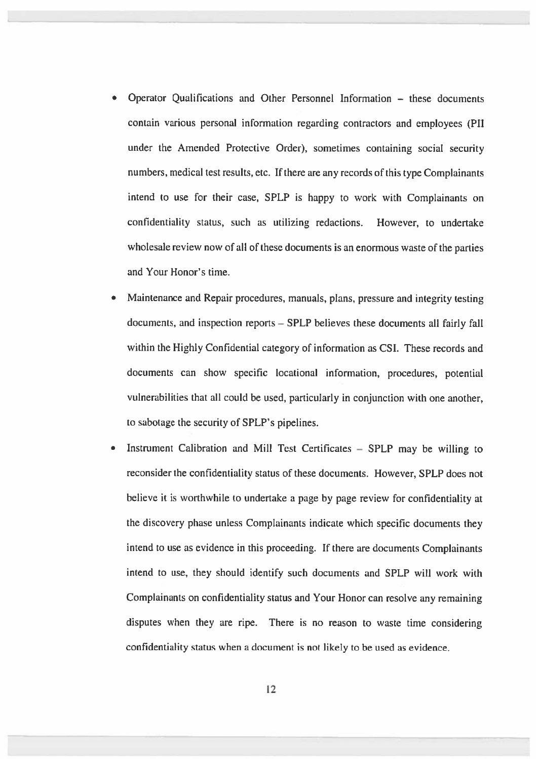- Operator Qualifications and Other Personnel Information – these documents contain various personal information regarding contractors and employees (PII under the Amended Protective Order), sometimes containing social security numbers, medical test results, etc. If there are any records of this type Complainants intend to use for their case, SPLP is happy to work with Complainants on confidentiality status, such as utilizing redactions. However, to undertake wholesale review now of all of these documents is an enormous waste of the parties and Your Honor's time.
- Maintenance and Repair procedures, manuals, plans, pressure and integrity testing documents, and inspection reports – SPLP believes these documents all fairly fall within the Highly Confidential category of information as CSI. These records and documents can show specific locational information, procedures, potential vulnerabilities that all could be used, particularly in conjunction with one another, to sabotage the security of SPLP's pipelines.
- Instrument Calibration and Mill Test Certificates – SPLP may be willing to reconsider the confidentiality status of these documents. However, SPLP does not believe it is worthwhile to undertake a page by page review for confidentiality at the discovery phase unless Complainants indicate which specific documents they intend to use as evidence in this proceeding. If there are documents Complainants intend to use, they should identify such documents and SPLP will work with Complainants on confidentiality status and Your Honor can resolve any remaining disputes when they are ripe. There is no reason to waste time considering confidentiality status when a document is not likely to be used as evidence.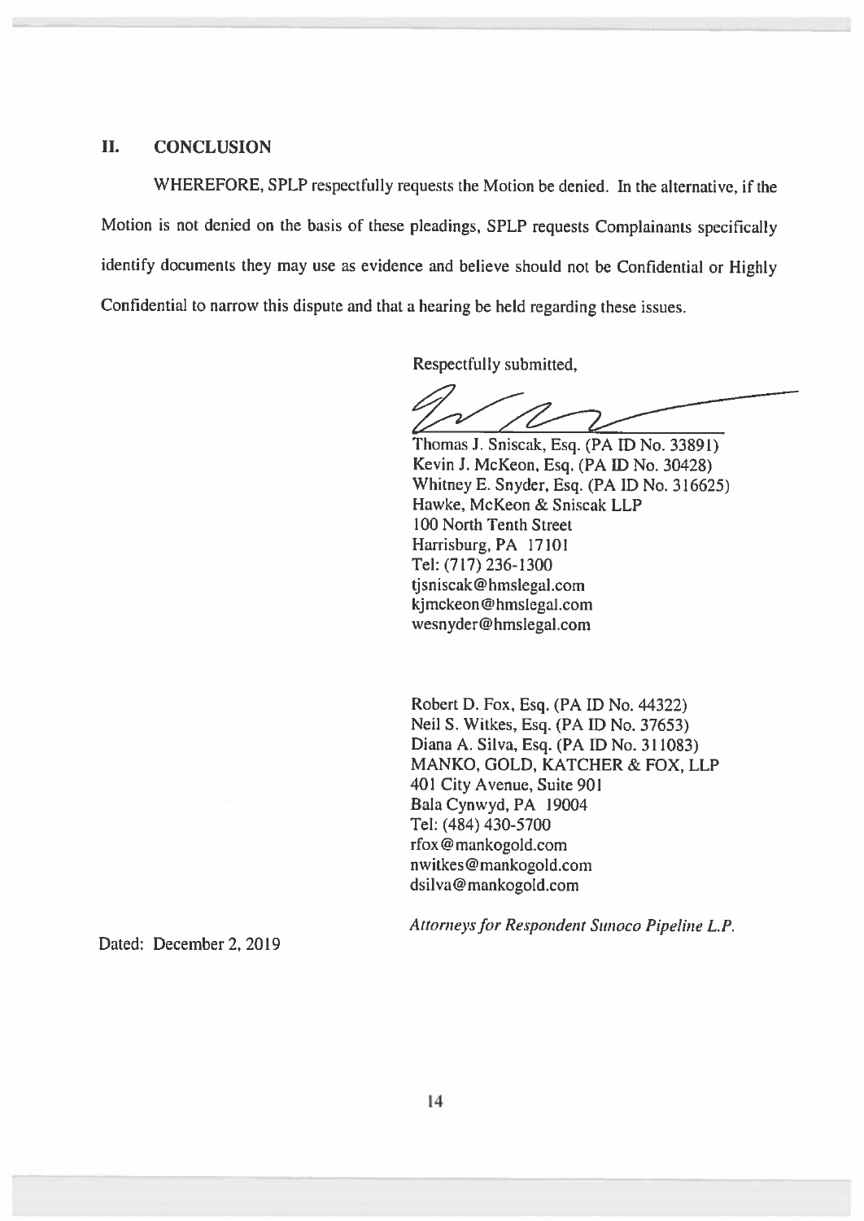## II. CONCLUSION

WHEREFORE, SPLP respectfully requests the Motion be denied. In the alternative, if the Motion is not denied on the basis of these pleadings, SPLP requests Complainants specifically identify documents they may use as evidence and believe should not be Confidential or Highly Confidential to narrow this dispute and that a hearing be held regarding these issues.

Respectfully submitted,

Thomas J. Sniscak, Esq. (PA ID No. 33891)
Kevin J. McKeon, Esq. (PA ID No. 30428)
Whitney E. Snyder, Esq. (PA ID No. 316625)
Hawke, McKeon & Sniscak LLP
100 North Tenth Street
Harrisburg, PA 17101
Tel: (717) 236-1300
tjsniscak@hmslegal.com
kjmckeon@hmslegal.com
wesnyder@hmslegal.com

Robert D. Fox, Esq. (PA ID No. 44322)
Neil S. Witkes, Esq. (PA ID No. 37653)
Diana A. Silva, Esq. (PA ID No. 311083)
MANKO, GOLD, KATCHER & FOX, LLP
401 City Avenue, Suite 901
Bala Cynwyd, PA 19004
Tel: (484) 430-5700
rfox@mankogold.com
nwitkes@mankogold.com
dsilva@mankogold.com

*Attorneys for Respondent Sunoco Pipeline L.P.*

Dated: December 2, 2019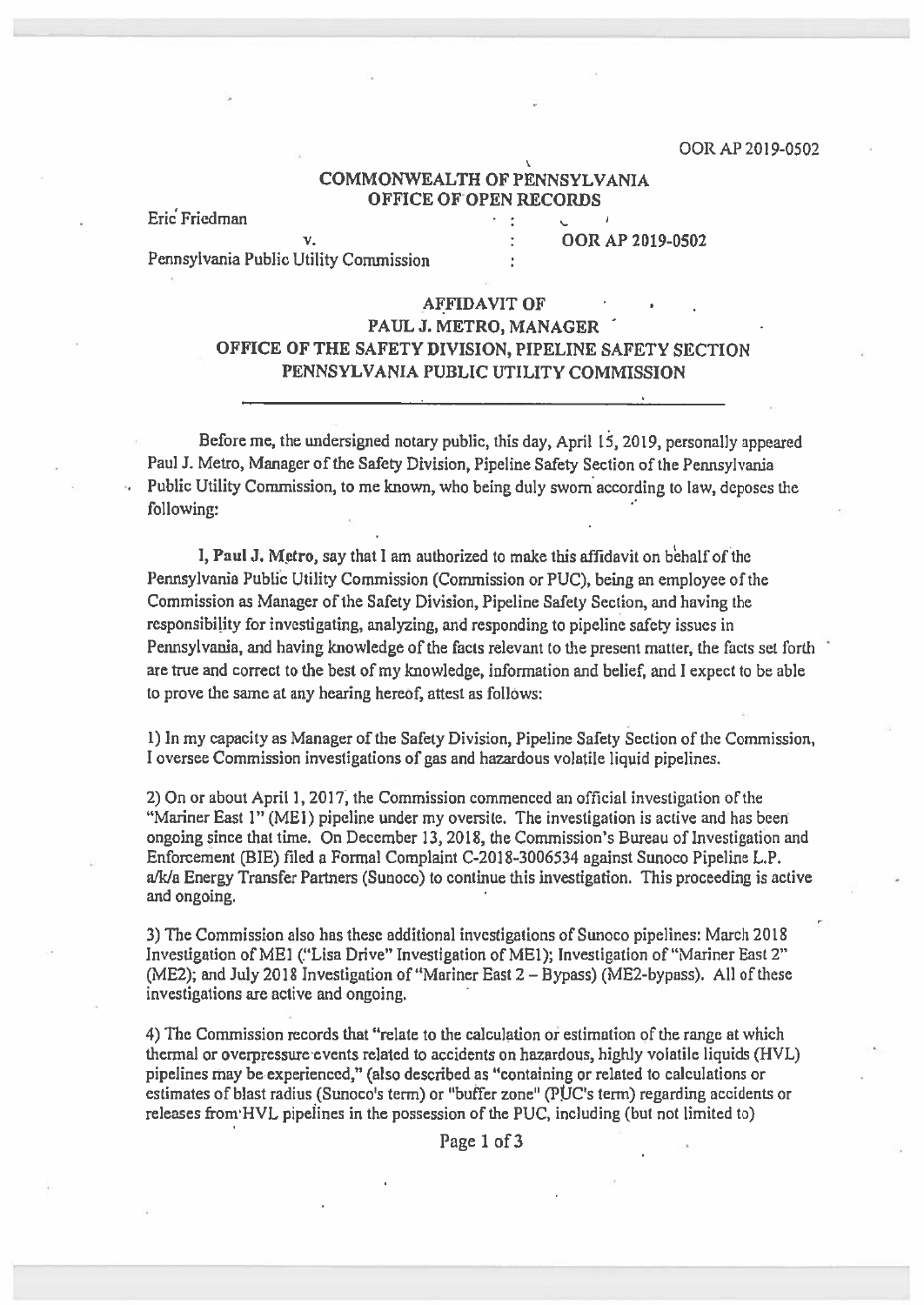OOR AP 2019-0502

## COMMONWEALTH OF PENNSYLVANIA
## OFFICE OF OPEN RECORDS

Eric Friedman : 
v. : OOR AP 2019-0502
Pennsylvania Public Utility Commission :

### AFFIDAVIT OF
### PAUL J. METRO, MANAGER
### OFFICE OF THE SAFETY DIVISION, PIPELINE SAFETY SECTION
### PENNSYLVANIA PUBLIC UTILITY COMMISSION

---

Before me, the undersigned notary public, this day, April 15, 2019, personally appeared Paul J. Metro, Manager of the Safety Division, Pipeline Safety Section of the Pennsylvania Public Utility Commission, to me known, who being duly sworn according to law, deposes the following:

I, **Paul J. Metro**, say that I am authorized to make this affidavit on behalf of the Pennsylvania Public Utility Commission (Commission or PUC), being an employee of the Commission as Manager of the Safety Division, Pipeline Safety Section, and having the responsibility for investigating, analyzing, and responding to pipeline safety issues in Pennsylvania, and having knowledge of the facts relevant to the present matter, the facts set forth are true and correct to the best of my knowledge, information and belief, and I expect to be able to prove the same at any hearing hereof, attest as follows:

1) In my capacity as Manager of the Safety Division, Pipeline Safety Section of the Commission, I oversee Commission investigations of gas and hazardous volatile liquid pipelines.

2) On or about April 1, 2017, the Commission commenced an official investigation of the "Mariner East 1" (ME1) pipeline under my oversite. The investigation is active and has been ongoing since that time. On December 13, 2018, the Commission's Bureau of Investigation and Enforcement (BIE) filed a Formal Complaint C-2018-3006534 against Sunoco Pipeline L.P. a/k/a Energy Transfer Partners (Sunoco) to continue this investigation. This proceeding is active and ongoing.

3) The Commission also has these additional investigations of Sunoco pipelines: March 2018 Investigation of ME1 ("Lisa Drive" Investigation of ME1); Investigation of "Mariner East 2" (ME2); and July 2018 Investigation of "Mariner East 2 – Bypass) (ME2-bypass). All of these investigations are active and ongoing.

4) The Commission records that "relate to the calculation or estimation of the range at which thermal or overpressure events related to accidents on hazardous, highly volatile liquids (HVL) pipelines may be experienced," (also described as "containing or related to calculations or estimates of blast radius (Sunoco's term) or "buffer zone" (PUC's term) regarding accidents or releases from HVL pipelines in the possession of the PUC, including (but not limited to)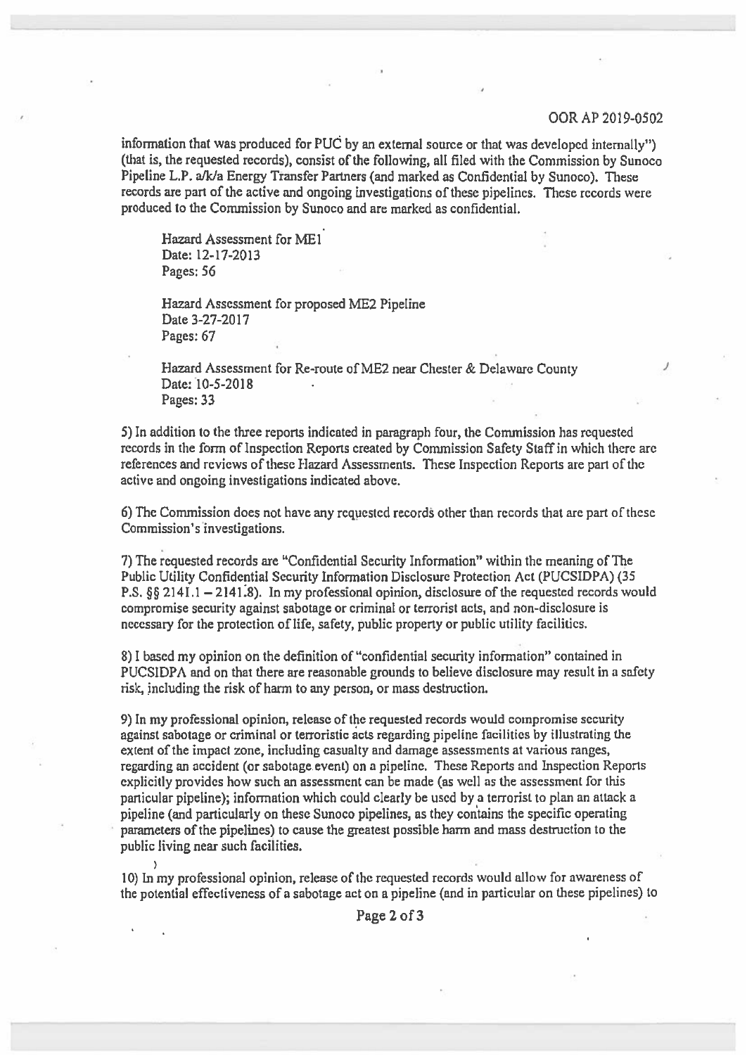information that was produced for PUC by an external source or that was developed internally") (that is, the requested records), consist of the following, all filed with the Commission by Sunoco Pipeline L.P. a/k/a Energy Transfer Partners (and marked as Confidential by Sunoco). These records are part of the active and ongoing investigations of these pipelines. These records were produced to the Commission by Sunoco and are marked as confidential.

Hazard Assessment for ME1
Date: 12-17-2013
Pages: 56

Hazard Assessment for proposed ME2 Pipeline
Date 3-27-2017
Pages: 67

Hazard Assessment for Re-route of ME2 near Chester & Delaware County
Date: 10-5-2018
Pages: 33

5) In addition to the three reports indicated in paragraph four, the Commission has requested records in the form of Inspection Reports created by Commission Safety Staff in which there are references and reviews of these Hazard Assessments. These Inspection Reports are part of the active and ongoing investigations indicated above.

6) The Commission does not have any requested records other than records that are part of these Commission's investigations.

7) The requested records are "Confidential Security Information" within the meaning of The Public Utility Confidential Security Information Disclosure Protection Act (PUCSIDPA) (35 P.S. §§ 2141.1 – 2141.8). In my professional opinion, disclosure of the requested records would compromise security against sabotage or criminal or terrorist acts, and non-disclosure is necessary for the protection of life, safety, public property or public utility facilities.

8) I based my opinion on the definition of "confidential security information" contained in PUCSIDPA and on that there are reasonable grounds to believe disclosure may result in a safety risk, including the risk of harm to any person, or mass destruction.

9) In my professional opinion, release of the requested records would compromise security against sabotage or criminal or terroristic acts regarding pipeline facilities by illustrating the extent of the impact zone, including casualty and damage assessments at various ranges, regarding an accident (or sabotage event) on a pipeline. These Reports and Inspection Reports explicitly provides how such an assessment can be made (as well as the assessment for this particular pipeline); information which could clearly be used by a terrorist to plan an attack a pipeline (and particularly on these Sunoco pipelines, as they contains the specific operating parameters of the pipelines) to cause the greatest possible harm and mass destruction to the public living near such facilities.

10) In my professional opinion, release of the requested records would allow for awareness of the potential effectiveness of a sabotage act on a pipeline (and in particular on these pipelines) to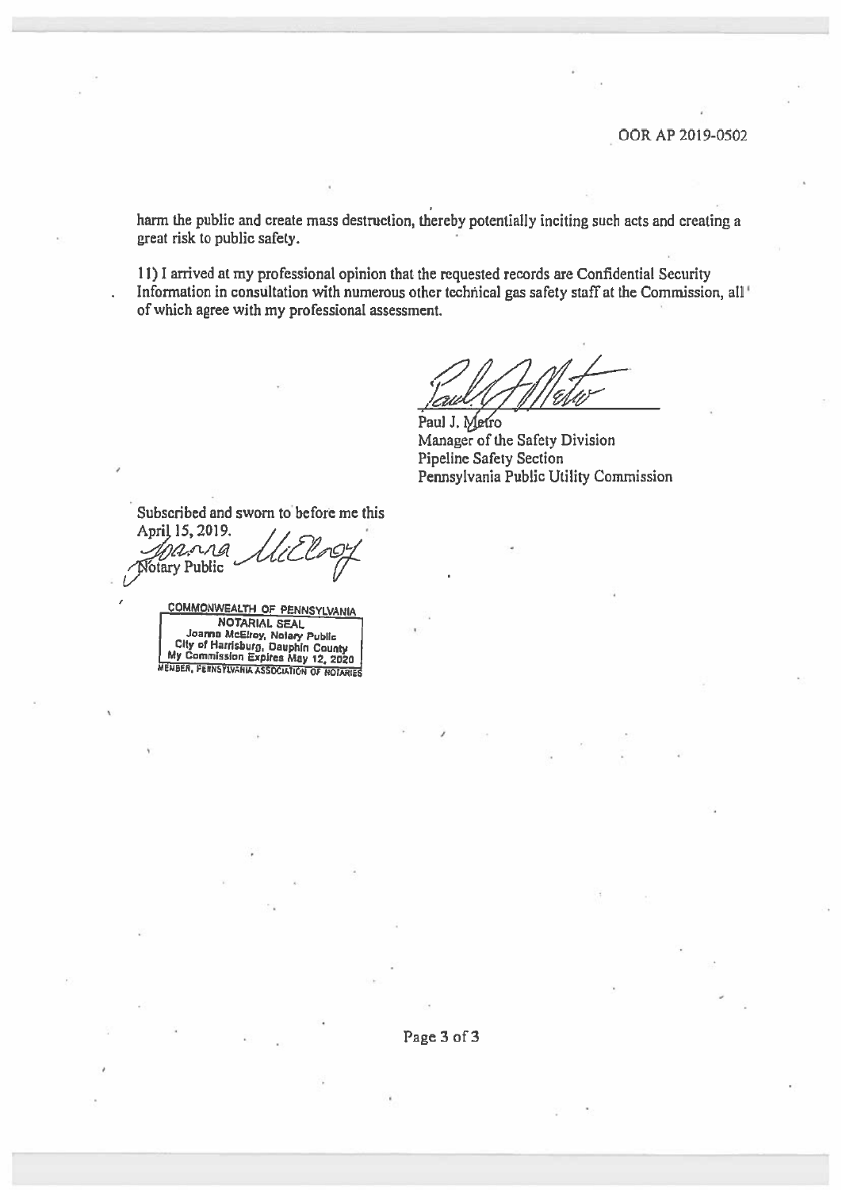OOR AP 2019-0502

harm the public and create mass destruction, thereby potentially inciting such acts and creating a great risk to public safety.

11) I arrived at my professional opinion that the requested records are Confidential Security Information in consultation with numerous other technical gas safety staff at the Commission, all of which agree with my professional assessment.

Paul J. Metro
Manager of the Safety Division
Pipeline Safety Section
Pennsylvania Public Utility Commission

Subscribed and sworn to before me this
April 15, 2019.

Joanna McElroy
Notary Public

COMMONWEALTH OF PENNSYLVANIA
NOTARIAL SEAL
Joanna McElroy, Notary Public
City of Harrisburg, Dauphin County
My Commission Expires May 12, 2020
MEMBER, PENNSYLVANIA ASSOCIATION OF NOTARIES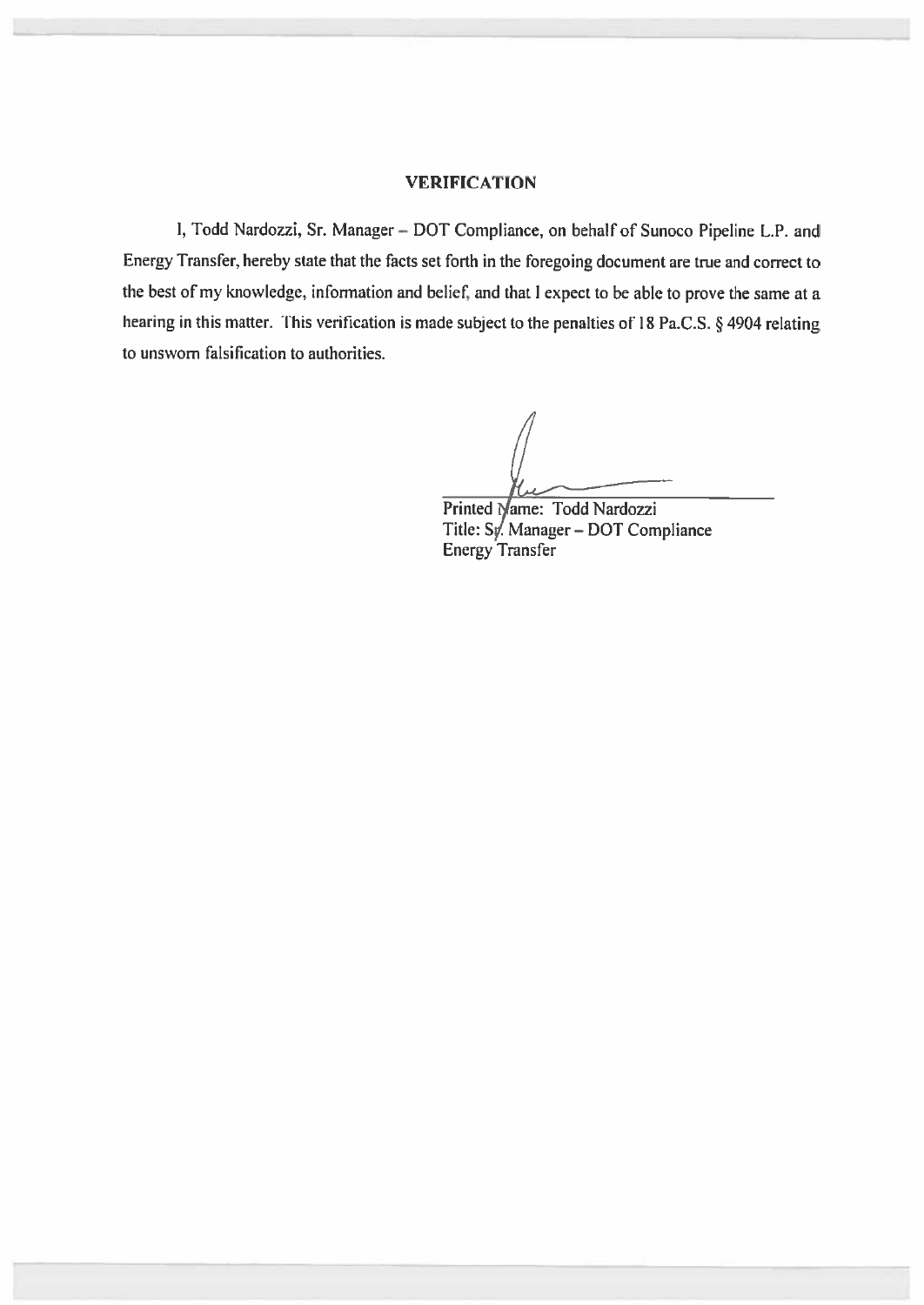## VERIFICATION

I, Todd Nardozzi, Sr. Manager – DOT Compliance, on behalf of Sunoco Pipeline L.P. and Energy Transfer, hereby state that the facts set forth in the foregoing document are true and correct to the best of my knowledge, information and belief, and that I expect to be able to prove the same at a hearing in this matter. This verification is made subject to the penalties of 18 Pa.C.S. § 4904 relating to unsworn falsification to authorities.

Printed Name: Todd Nardozzi
Title: Sr. Manager – DOT Compliance
Energy Transfer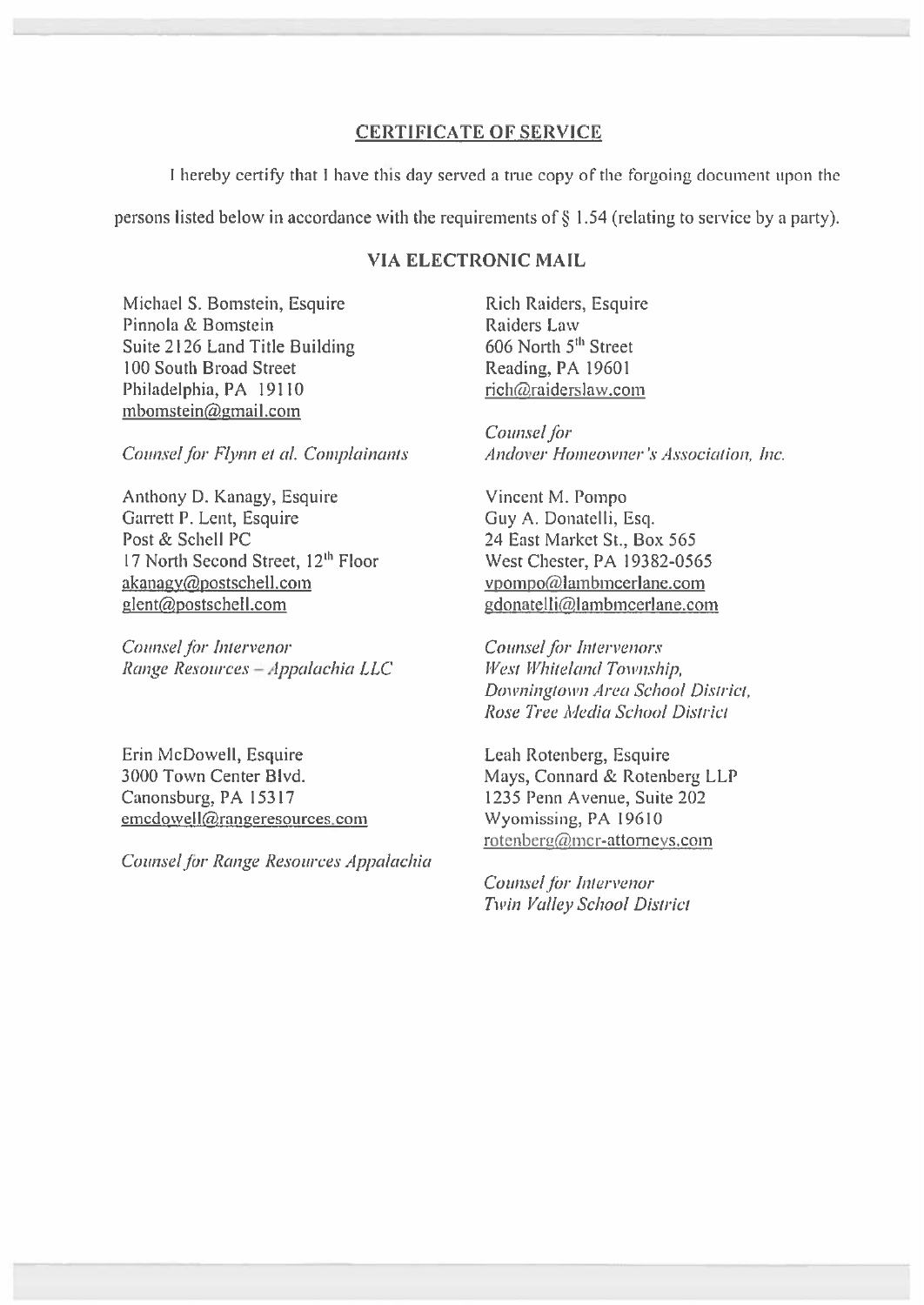## CERTIFICATE OF SERVICE

I hereby certify that I have this day served a true copy of the forgoing document upon the persons listed below in accordance with the requirements of § 1.54 (relating to service by a party).

### VIA ELECTRONIC MAIL

Michael S. Bomstein, Esquire
Pinnola & Bomstein
Suite 2126 Land Title Building
100 South Broad Street
Philadelphia, PA 19110
mbomstein@gmail.com

*Counsel for Flynn et al. Complainants*

Rich Raiders, Esquire
Raiders Law
606 North 5th Street
Reading, PA 19601
rich@raiderslaw.com

*Counsel for Andover Homeowner's Association, Inc.*

Anthony D. Kanagy, Esquire
Garrett P. Lent, Esquire
Post & Schell PC
17 North Second Street, 12th Floor
akanagy@postschell.com
glent@postschell.com

*Counsel for Intervenor Range Resources – Appalachia LLC*

Vincent M. Pompo
Guy A. Donatelli, Esq.
24 East Market St., Box 565
West Chester, PA 19382-0565
vpompo@lambmcerlane.com
gdonatelli@lambmcerlane.com

*Counsel for Intervenors West Whiteland Township, Downingtown Area School District, Rose Tree Media School District*

Erin McDowell, Esquire
3000 Town Center Blvd.
Canonsburg, PA 15317
emcdowell@rangeresources.com

*Counsel for Range Resources Appalachia*

Leah Rotenberg, Esquire
Mays, Connard & Rotenberg LLP
1235 Penn Avenue, Suite 202
Wyomissing, PA 19610
rotenberg@mcr-attorneys.com

*Counsel for Intervenor Twin Valley School District*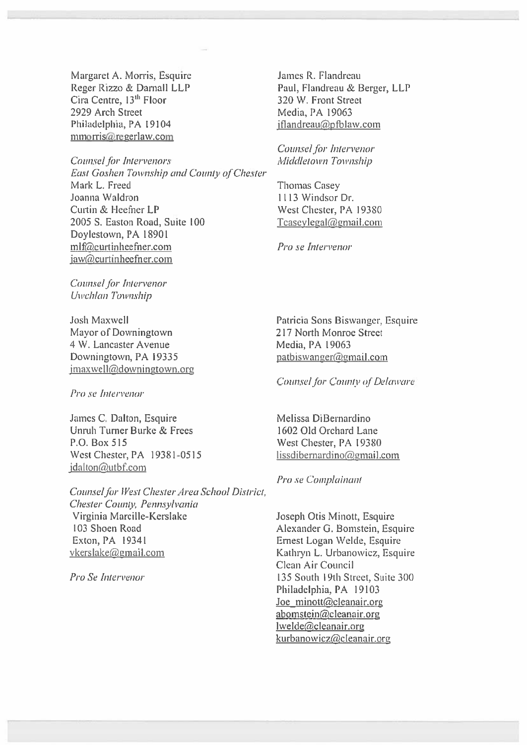Margaret A. Morris, Esquire
Reger Rizzo & Darnall LLP
Cira Centre, 13th Floor
2929 Arch Street
Philadelphia, PA 19104
mmorris@regerlaw.com

*Counsel for Intervenors East Goshen Township and County of Chester*

Mark L. Freed
Joanna Waldron
Curtin & Heefner LP
2005 S. Easton Road, Suite 100
Doylestown, PA 18901
mlf@curtinheefner.com
jaw@curtinheefner.com

*Counsel for Intervenor Uwchlan Township*

Josh Maxwell
Mayor of Downingtown
4 W. Lancaster Avenue
Downingtown, PA 19335
jmaxwell@downingtown.org

*Pro se Intervenor*

James C. Dalton, Esquire
Unruh Turner Burke & Frees
P.O. Box 515
West Chester, PA 19381-0515
jdalton@utbf.com

*Counsel for West Chester Area School District, Chester County, Pennsylvania*

Virginia Marcille-Kerslake
103 Shoen Road
Exton, PA 19341
vkerslake@gmail.com

*Pro Se Intervenor*

James R. Flandreau
Paul, Flandreau & Berger, LLP
320 W. Front Street
Media, PA 19063
jflandreau@pfblaw.com

*Counsel for Intervenor Middletown Township*

Thomas Casey
1113 Windsor Dr.
West Chester, PA 19380
Tcaseylegal@gmail.com

*Pro se Intervenor*

Patricia Sons Biswanger, Esquire
217 North Monroe Street
Media, PA 19063
patbiswanger@gmail.com

*Counsel for County of Delaware*

Melissa DiBernardino
1602 Old Orchard Lane
West Chester, PA 19380
lissdibernardino@gmail.com

*Pro se Complainant*

Joseph Otis Minott, Esquire
Alexander G. Bomstein, Esquire
Ernest Logan Welde, Esquire
Kathryn L. Urbanowicz, Esquire
Clean Air Council
135 South 19th Street, Suite 300
Philadelphia, PA 19103
Joe_minott@cleanair.org
abomstein@cleanair.org
lwelde@cleanair.org
kurbanowicz@cleanair.org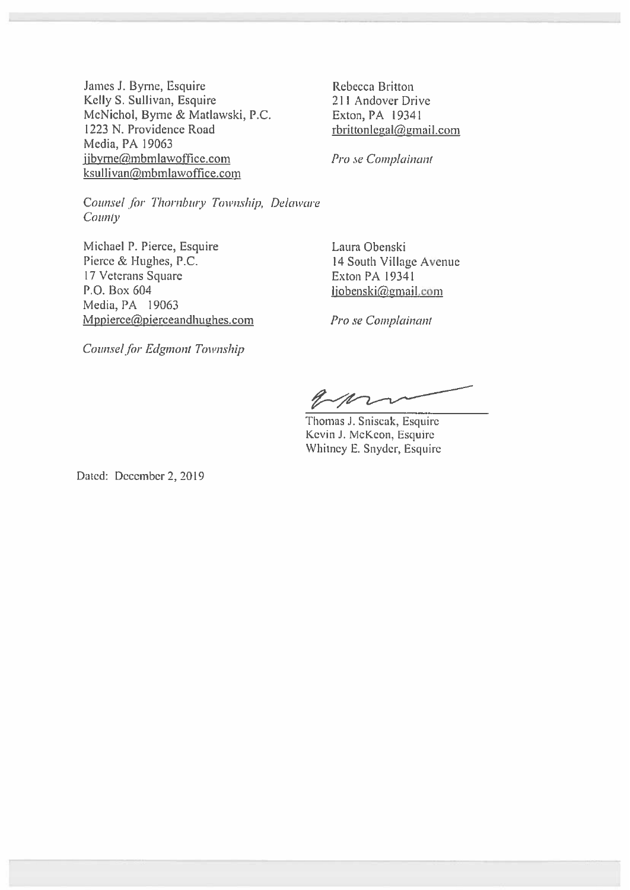James J. Byrne, Esquire
Kelly S. Sullivan, Esquire
McNichol, Byrne & Matlawski, P.C.
1223 N. Providence Road
Media, PA 19063
jjbyrne@mbmlawoffice.com
ksullivan@mbmlawoffice.com

*Counsel for Thornbury Township, Delaware County*

Rebecca Britton
211 Andover Drive
Exton, PA 19341
rbrittonlegal@gmail.com

*Pro se Complainant*

Michael P. Pierce, Esquire
Pierce & Hughes, P.C.
17 Veterans Square
P.O. Box 604
Media, PA 19063
Mppierce@pierceandhughes.com

*Counsel for Edgmont Township*

Laura Obenski
14 South Village Avenue
Exton PA 19341
ljobenski@gmail.com

*Pro se Complainant*

Thomas J. Sniscak, Esquire
Kevin J. McKeon, Esquire
Whitney E. Snyder, Esquire

Dated: December 2, 2019